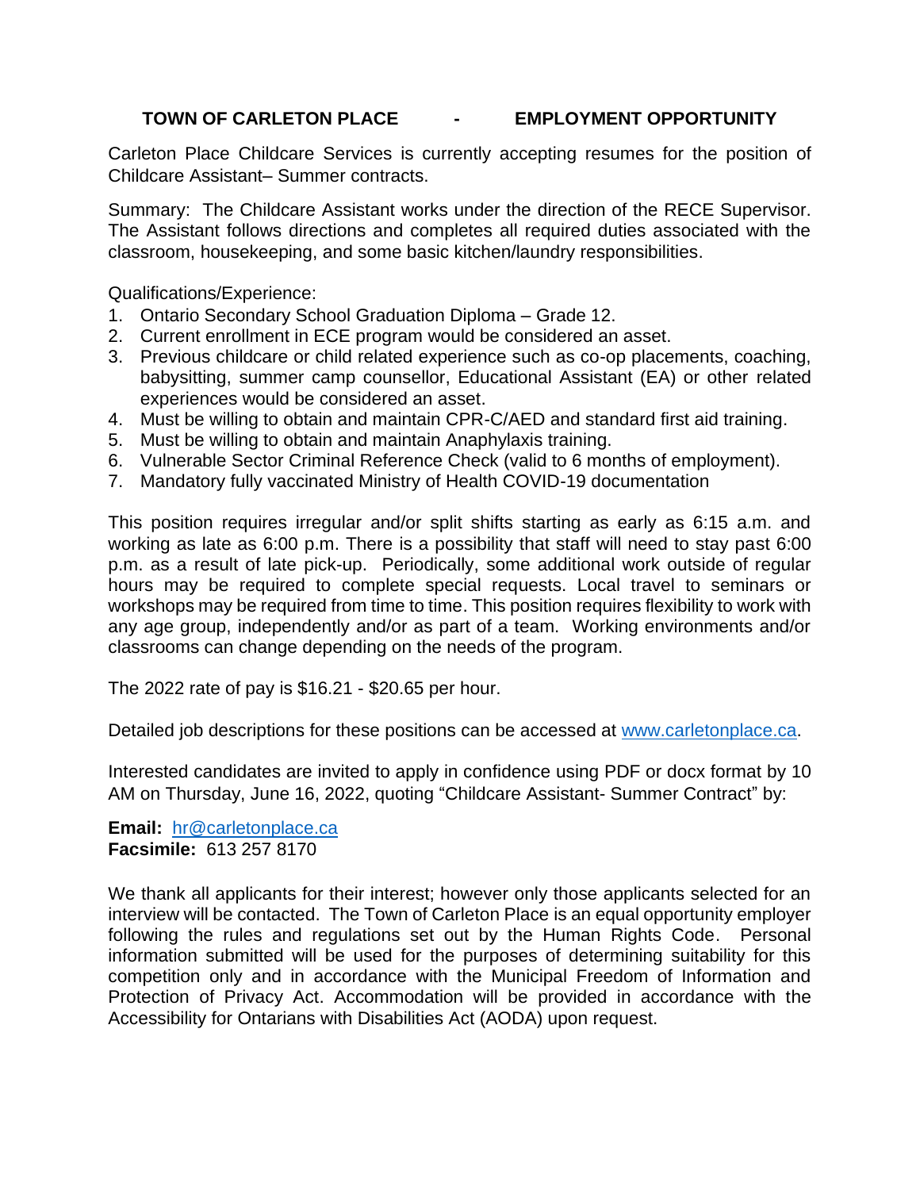## TOWN OF CARLETON PLACE - EMPLOYMENT OPPORTUNITY

Carleton Place Childcare Services is currently accepting resumes for the position of Childcare Assistant– Summer contracts.

Summary: The Childcare Assistant works under the direction of the RECE Supervisor. The Assistant follows directions and completes all required duties associated with the classroom, housekeeping, and some basic kitchen/laundry responsibilities.

Qualifications/Experience:

1. Ontario Secondary School Graduation Diploma – Grade 12.
2. Current enrollment in ECE program would be considered an asset.
3. Previous childcare or child related experience such as co-op placements, coaching, babysitting, summer camp counsellor, Educational Assistant (EA) or other related experiences would be considered an asset.
4. Must be willing to obtain and maintain CPR-C/AED and standard first aid training.
5. Must be willing to obtain and maintain Anaphylaxis training.
6. Vulnerable Sector Criminal Reference Check (valid to 6 months of employment).
7. Mandatory fully vaccinated Ministry of Health COVID-19 documentation

This position requires irregular and/or split shifts starting as early as 6:15 a.m. and working as late as 6:00 p.m. There is a possibility that staff will need to stay past 6:00 p.m. as a result of late pick-up. Periodically, some additional work outside of regular hours may be required to complete special requests. Local travel to seminars or workshops may be required from time to time. This position requires flexibility to work with any age group, independently and/or as part of a team. Working environments and/or classrooms can change depending on the needs of the program.

The 2022 rate of pay is $16.21 - $20.65 per hour.

Detailed job descriptions for these positions can be accessed at [www.carletonplace.ca](http://www.carletonplace.ca).

Interested candidates are invited to apply in confidence using PDF or docx format by 10 AM on Thursday, June 16, 2022, quoting "Childcare Assistant- Summer Contract" by:

**Email:** [hr@carletonplace.ca](mailto:hr@carletonplace.ca)
**Facsimile:** 613 257 8170

We thank all applicants for their interest; however only those applicants selected for an interview will be contacted. The Town of Carleton Place is an equal opportunity employer following the rules and regulations set out by the Human Rights Code. Personal information submitted will be used for the purposes of determining suitability for this competition only and in accordance with the Municipal Freedom of Information and Protection of Privacy Act. Accommodation will be provided in accordance with the Accessibility for Ontarians with Disabilities Act (AODA) upon request.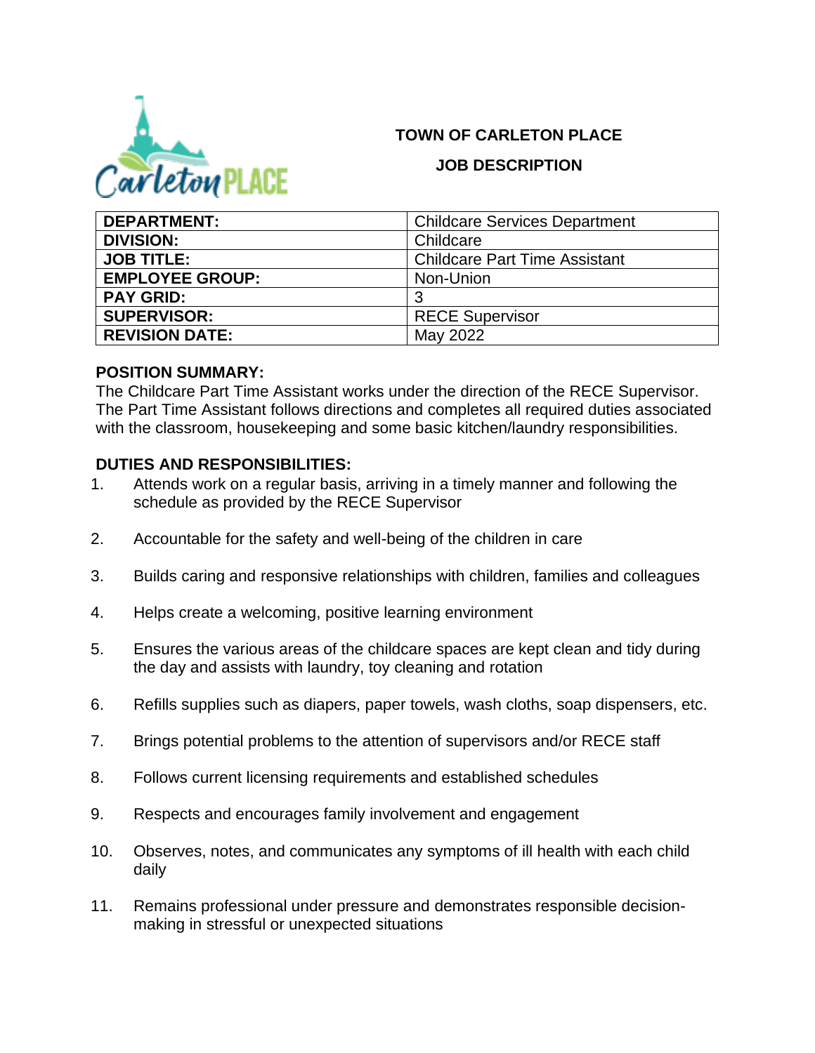**TOWN OF CARLETON PLACE**

**JOB DESCRIPTION**

| **DEPARTMENT:** | Childcare Services Department |
|---|---|
| **DIVISION:** | Childcare |
| **JOB TITLE:** | Childcare Part Time Assistant |
| **EMPLOYEE GROUP:** | Non-Union |
| **PAY GRID:** | 3 |
| **SUPERVISOR:** | RECE Supervisor |
| **REVISION DATE:** | May 2022 |

**POSITION SUMMARY:**

The Childcare Part Time Assistant works under the direction of the RECE Supervisor. The Part Time Assistant follows directions and completes all required duties associated with the classroom, housekeeping and some basic kitchen/laundry responsibilities.

**DUTIES AND RESPONSIBILITIES:**

1. Attends work on a regular basis, arriving in a timely manner and following the schedule as provided by the RECE Supervisor
2. Accountable for the safety and well-being of the children in care
3. Builds caring and responsive relationships with children, families and colleagues
4. Helps create a welcoming, positive learning environment
5. Ensures the various areas of the childcare spaces are kept clean and tidy during the day and assists with laundry, toy cleaning and rotation
6. Refills supplies such as diapers, paper towels, wash cloths, soap dispensers, etc.
7. Brings potential problems to the attention of supervisors and/or RECE staff
8. Follows current licensing requirements and established schedules
9. Respects and encourages family involvement and engagement
10. Observes, notes, and communicates any symptoms of ill health with each child daily
11. Remains professional under pressure and demonstrates responsible decision-making in stressful or unexpected situations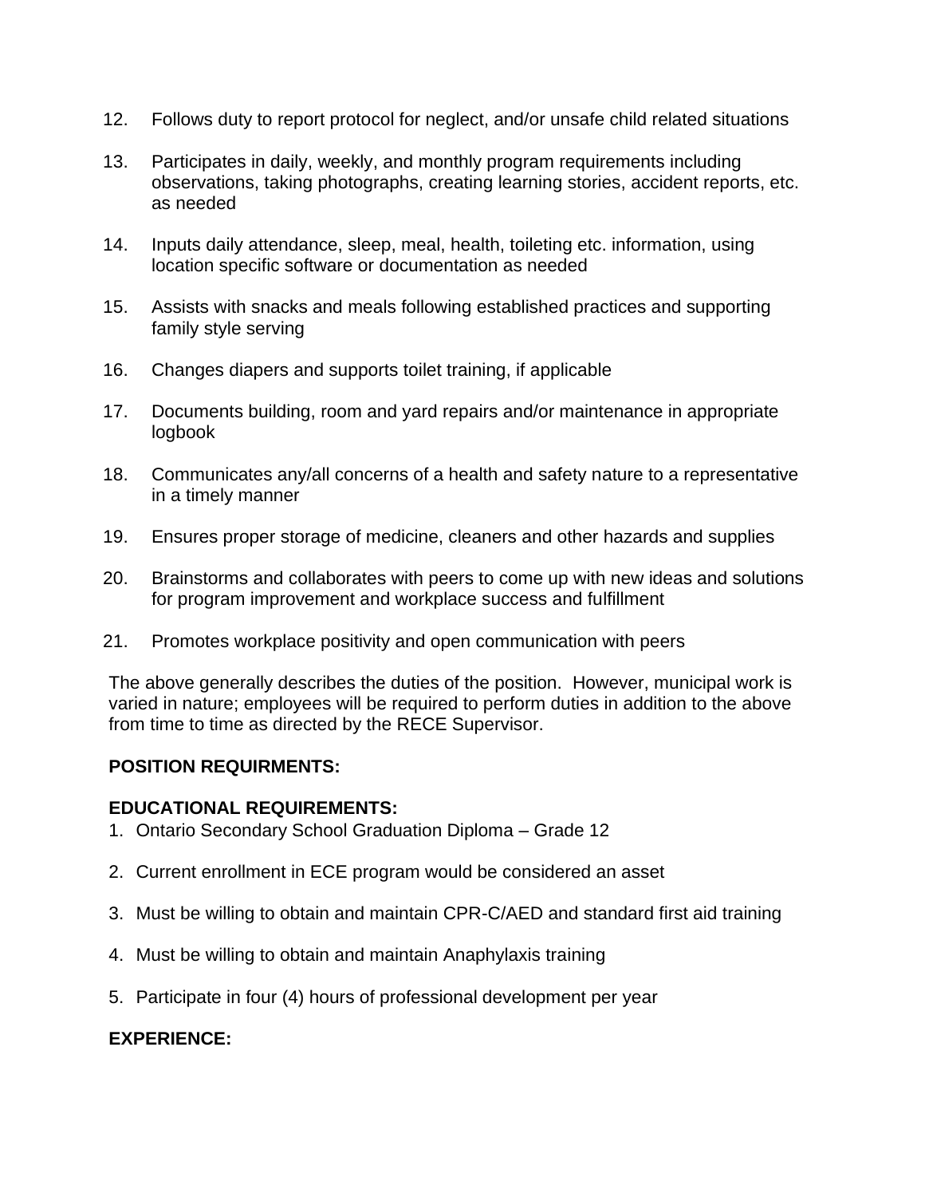12. Follows duty to report protocol for neglect, and/or unsafe child related situations

13. Participates in daily, weekly, and monthly program requirements including observations, taking photographs, creating learning stories, accident reports, etc. as needed

14. Inputs daily attendance, sleep, meal, health, toileting etc. information, using location specific software or documentation as needed

15. Assists with snacks and meals following established practices and supporting family style serving

16. Changes diapers and supports toilet training, if applicable

17. Documents building, room and yard repairs and/or maintenance in appropriate logbook

18. Communicates any/all concerns of a health and safety nature to a representative in a timely manner

19. Ensures proper storage of medicine, cleaners and other hazards and supplies

20. Brainstorms and collaborates with peers to come up with new ideas and solutions for program improvement and workplace success and fulfillment

21. Promotes workplace positivity and open communication with peers

The above generally describes the duties of the position. However, municipal work is varied in nature; employees will be required to perform duties in addition to the above from time to time as directed by the RECE Supervisor.

**POSITION REQUIRMENTS:**

**EDUCATIONAL REQUIREMENTS:**

1. Ontario Secondary School Graduation Diploma – Grade 12

2. Current enrollment in ECE program would be considered an asset

3. Must be willing to obtain and maintain CPR-C/AED and standard first aid training

4. Must be willing to obtain and maintain Anaphylaxis training

5. Participate in four (4) hours of professional development per year

**EXPERIENCE:**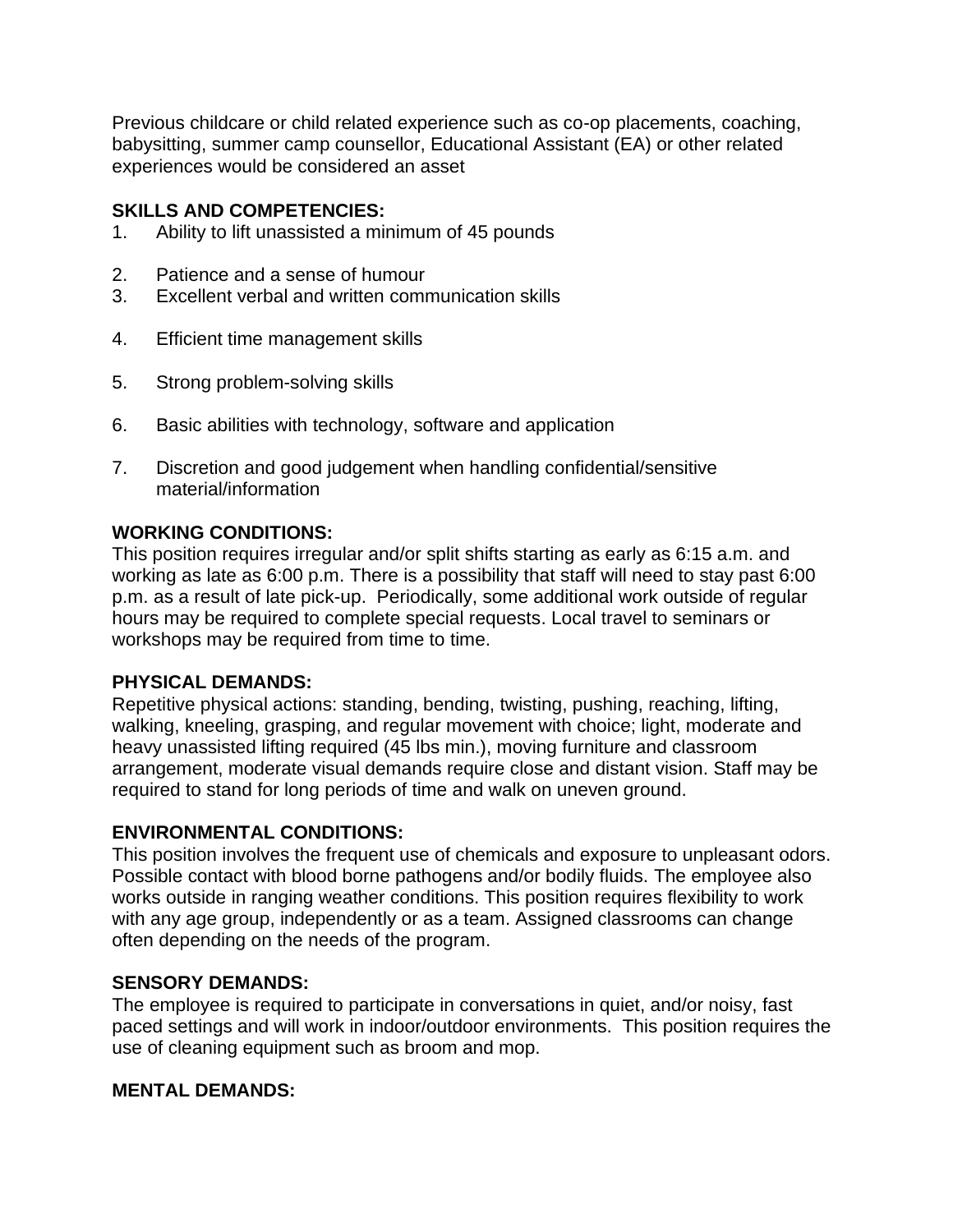Previous childcare or child related experience such as co-op placements, coaching, babysitting, summer camp counsellor, Educational Assistant (EA) or other related experiences would be considered an asset

**SKILLS AND COMPETENCIES:**

1. Ability to lift unassisted a minimum of 45 pounds
2. Patience and a sense of humour
3. Excellent verbal and written communication skills
4. Efficient time management skills
5. Strong problem-solving skills
6. Basic abilities with technology, software and application
7. Discretion and good judgement when handling confidential/sensitive material/information

**WORKING CONDITIONS:**
This position requires irregular and/or split shifts starting as early as 6:15 a.m. and working as late as 6:00 p.m. There is a possibility that staff will need to stay past 6:00 p.m. as a result of late pick-up. Periodically, some additional work outside of regular hours may be required to complete special requests. Local travel to seminars or workshops may be required from time to time.

**PHYSICAL DEMANDS:**
Repetitive physical actions: standing, bending, twisting, pushing, reaching, lifting, walking, kneeling, grasping, and regular movement with choice; light, moderate and heavy unassisted lifting required (45 lbs min.), moving furniture and classroom arrangement, moderate visual demands require close and distant vision. Staff may be required to stand for long periods of time and walk on uneven ground.

**ENVIRONMENTAL CONDITIONS:**
This position involves the frequent use of chemicals and exposure to unpleasant odors. Possible contact with blood borne pathogens and/or bodily fluids. The employee also works outside in ranging weather conditions. This position requires flexibility to work with any age group, independently or as a team. Assigned classrooms can change often depending on the needs of the program.

**SENSORY DEMANDS:**
The employee is required to participate in conversations in quiet, and/or noisy, fast paced settings and will work in indoor/outdoor environments. This position requires the use of cleaning equipment such as broom and mop.

**MENTAL DEMANDS:**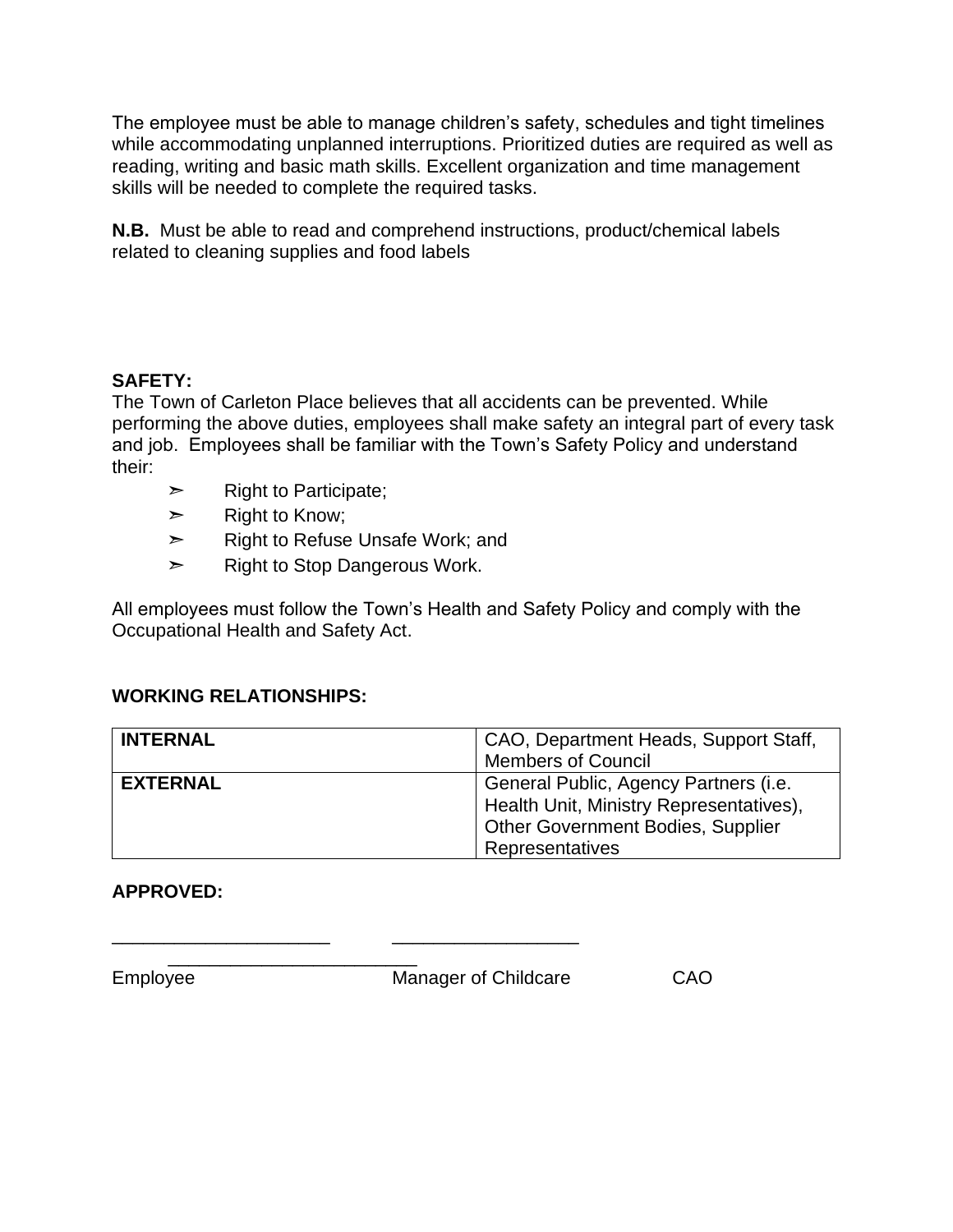The employee must be able to manage children's safety, schedules and tight timelines while accommodating unplanned interruptions. Prioritized duties are required as well as reading, writing and basic math skills. Excellent organization and time management skills will be needed to complete the required tasks.

**N.B.** Must be able to read and comprehend instructions, product/chemical labels related to cleaning supplies and food labels

**SAFETY:**
The Town of Carleton Place believes that all accidents can be prevented. While performing the above duties, employees shall make safety an integral part of every task and job. Employees shall be familiar with the Town's Safety Policy and understand their:

- Right to Participate;
- Right to Know;
- Right to Refuse Unsafe Work; and
- Right to Stop Dangerous Work.

All employees must follow the Town's Health and Safety Policy and comply with the Occupational Health and Safety Act.

**WORKING RELATIONSHIPS:**

| | |
|---|---|
| **INTERNAL** | CAO, Department Heads, Support Staff, Members of Council |
| **EXTERNAL** | General Public, Agency Partners (i.e. Health Unit, Ministry Representatives), Other Government Bodies, Supplier Representatives |

**APPROVED:**

_____________________ _________________ ________________________

Employee Manager of Childcare CAO